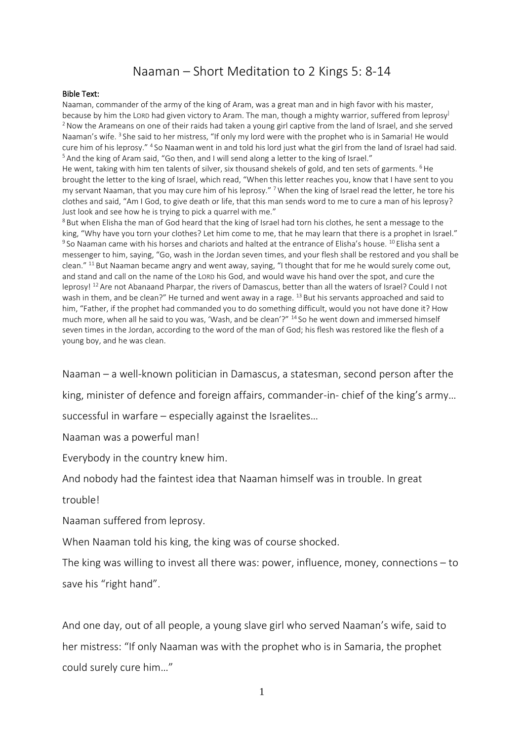# Naaman – Short Meditation to 2 Kings 5: 8-14

**Bible Text:**

Naaman, commander of the army of the king of Aram, was a great man and in high favor with his master, because by him the LORD had given victory to Aram. The man, though a mighty warrior, suffered from leprosy[] [2] Now the Arameans on one of their raids had taken a young girl captive from the land of Israel, and she served Naaman's wife. [3] She said to her mistress, "If only my lord were with the prophet who is in Samaria! He would cure him of his leprosy." [4] So Naaman went in and told his lord just what the girl from the land of Israel had said. [5] And the king of Aram said, "Go then, and I will send along a letter to the king of Israel."

He went, taking with him ten talents of silver, six thousand shekels of gold, and ten sets of garments. [6] He brought the letter to the king of Israel, which read, "When this letter reaches you, know that I have sent to you my servant Naaman, that you may cure him of his leprosy." [7] When the king of Israel read the letter, he tore his clothes and said, "Am I God, to give death or life, that this man sends word to me to cure a man of his leprosy? Just look and see how he is trying to pick a quarrel with me."

[8] But when Elisha the man of God heard that the king of Israel had torn his clothes, he sent a message to the king, "Why have you torn your clothes? Let him come to me, that he may learn that there is a prophet in Israel." [9] So Naaman came with his horses and chariots and halted at the entrance of Elisha's house. [10] Elisha sent a messenger to him, saying, "Go, wash in the Jordan seven times, and your flesh shall be restored and you shall be clean." [11] But Naaman became angry and went away, saying, "I thought that for me he would surely come out, and stand and call on the name of the LORD his God, and would wave his hand over the spot, and cure the leprosy! [12] Are not Abanaand Pharpar, the rivers of Damascus, better than all the waters of Israel? Could I not wash in them, and be clean?" He turned and went away in a rage. [13] But his servants approached and said to him, "Father, if the prophet had commanded you to do something difficult, would you not have done it? How much more, when all he said to you was, 'Wash, and be clean'?" [14] So he went down and immersed himself seven times in the Jordan, according to the word of the man of God; his flesh was restored like the flesh of a young boy, and he was clean.

Naaman – a well-known politician in Damascus, a statesman, second person after the king, minister of defence and foreign affairs, commander-in- chief of the king's army… successful in warfare – especially against the Israelites…

Naaman was a powerful man!

Everybody in the country knew him.

And nobody had the faintest idea that Naaman himself was in trouble. In great trouble!

Naaman suffered from leprosy.

When Naaman told his king, the king was of course shocked.

The king was willing to invest all there was: power, influence, money, connections – to save his "right hand".

And one day, out of all people, a young slave girl who served Naaman's wife, said to her mistress: "If only Naaman was with the prophet who is in Samaria, the prophet could surely cure him…"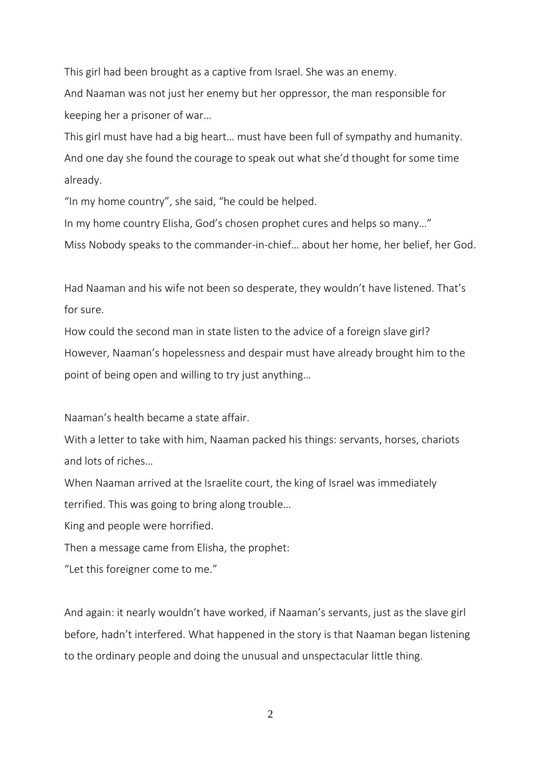This girl had been brought as a captive from Israel. She was an enemy.

And Naaman was not just her enemy but her oppressor, the man responsible for keeping her a prisoner of war…

This girl must have had a big heart… must have been full of sympathy and humanity.

And one day she found the courage to speak out what she'd thought for some time already.

"In my home country", she said, "he could be helped.

In my home country Elisha, God's chosen prophet cures and helps so many…"

Miss Nobody speaks to the commander-in-chief… about her home, her belief, her God.

Had Naaman and his wife not been so desperate, they wouldn't have listened. That's for sure.

How could the second man in state listen to the advice of a foreign slave girl?

However, Naaman's hopelessness and despair must have already brought him to the point of being open and willing to try just anything…

Naaman's health became a state affair.

With a letter to take with him, Naaman packed his things: servants, horses, chariots and lots of riches…

When Naaman arrived at the Israelite court, the king of Israel was immediately terrified. This was going to bring along trouble…

King and people were horrified.

Then a message came from Elisha, the prophet:

"Let this foreigner come to me."

And again: it nearly wouldn't have worked, if Naaman's servants, just as the slave girl before, hadn't interfered. What happened in the story is that Naaman began listening to the ordinary people and doing the unusual and unspectacular little thing.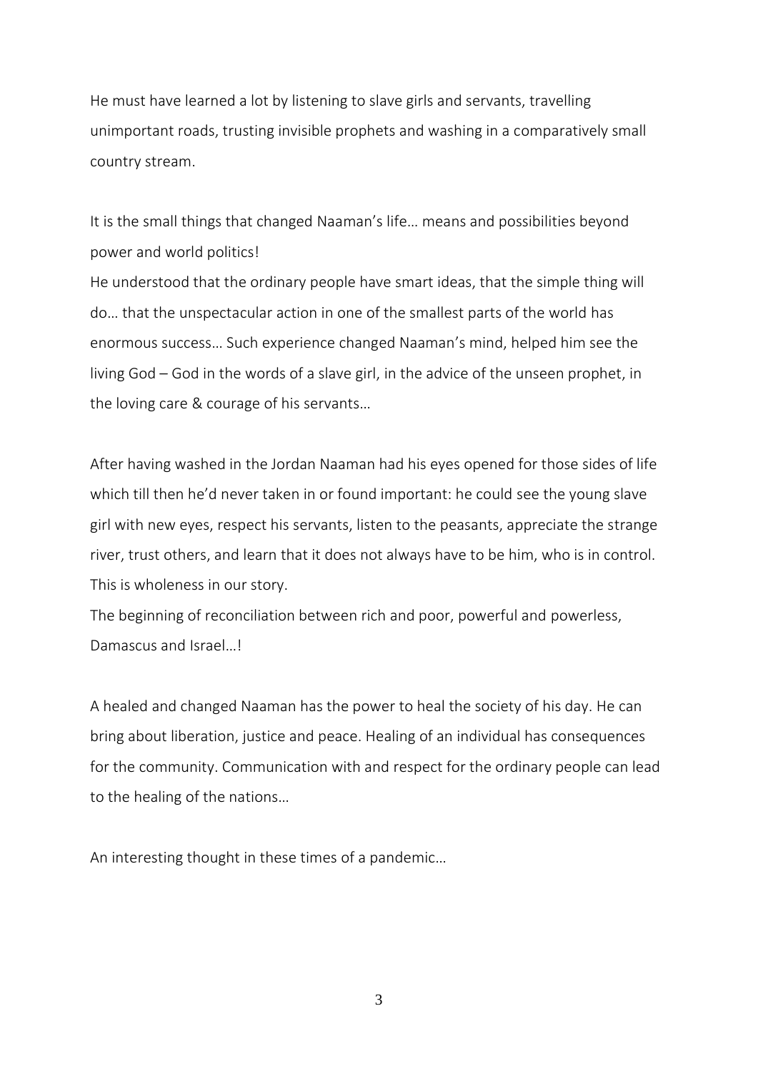He must have learned a lot by listening to slave girls and servants, travelling unimportant roads, trusting invisible prophets and washing in a comparatively small country stream.

It is the small things that changed Naaman's life… means and possibilities beyond power and world politics!
He understood that the ordinary people have smart ideas, that the simple thing will do… that the unspectacular action in one of the smallest parts of the world has enormous success… Such experience changed Naaman's mind, helped him see the living God – God in the words of a slave girl, in the advice of the unseen prophet, in the loving care & courage of his servants…

After having washed in the Jordan Naaman had his eyes opened for those sides of life which till then he'd never taken in or found important: he could see the young slave girl with new eyes, respect his servants, listen to the peasants, appreciate the strange river, trust others, and learn that it does not always have to be him, who is in control. This is wholeness in our story.
The beginning of reconciliation between rich and poor, powerful and powerless, Damascus and Israel…!

A healed and changed Naaman has the power to heal the society of his day. He can bring about liberation, justice and peace. Healing of an individual has consequences for the community. Communication with and respect for the ordinary people can lead to the healing of the nations…

An interesting thought in these times of a pandemic…